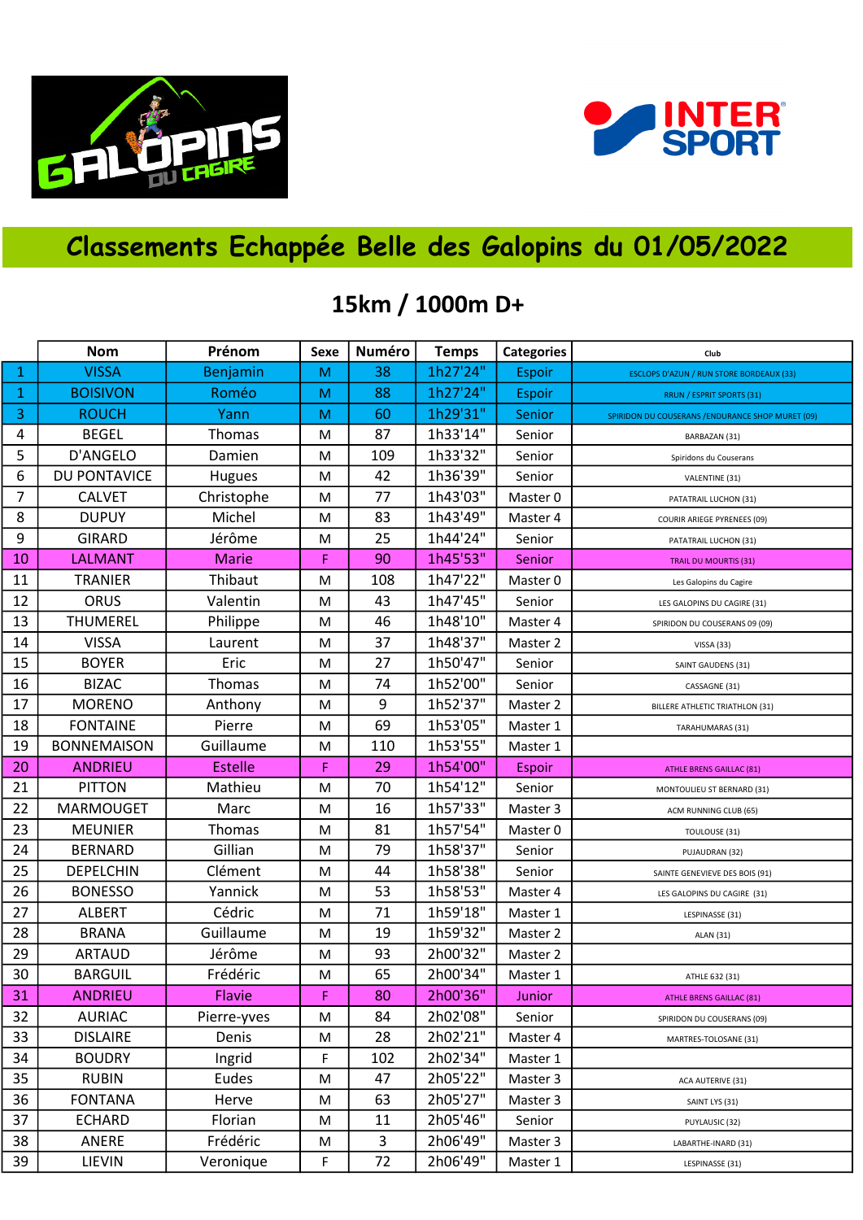# Classements Echappée Belle des Galopins du 01/05/2022

## 15km / 1000m D+

| | Nom | Prénom | Sexe | Numéro | Temps | Categories | Club |
|---|---|---|---|---|---|---|---|
| 1 | VISSA | Benjamin | M | 38 | 1h27'24" | Espoir | ESCLOPS D'AZUN / RUN STORE BORDEAUX (33) |
| 1 | BOISIVON | Roméo | M | 88 | 1h27'24" | Espoir | RRUN / ESPRIT SPORTS (31) |
| 3 | ROUCH | Yann | M | 60 | 1h29'31" | Senior | SPIRIDON DU COUSERANS /ENDURANCE SHOP MURET (09) |
| 4 | BEGEL | Thomas | M | 87 | 1h33'14" | Senior | BARBAZAN (31) |
| 5 | D'ANGELO | Damien | M | 109 | 1h33'32" | Senior | Spiridons du Couserans |
| 6 | DU PONTAVICE | Hugues | M | 42 | 1h36'39" | Senior | VALENTINE (31) |
| 7 | CALVET | Christophe | M | 77 | 1h43'03" | Master 0 | PATATRAIL LUCHON (31) |
| 8 | DUPUY | Michel | M | 83 | 1h43'49" | Master 4 | COURIR ARIEGE PYRENEES (09) |
| 9 | GIRARD | Jérôme | M | 25 | 1h44'24" | Senior | PATATRAIL LUCHON (31) |
| 10 | LALMANT | Marie | F | 90 | 1h45'53" | Senior | TRAIL DU MOURTIS (31) |
| 11 | TRANIER | Thibaut | M | 108 | 1h47'22" | Master 0 | Les Galopins du Cagire |
| 12 | ORUS | Valentin | M | 43 | 1h47'45" | Senior | LES GALOPINS DU CAGIRE (31) |
| 13 | THUMEREL | Philippe | M | 46 | 1h48'10" | Master 4 | SPIRIDON DU COUSERANS 09 (09) |
| 14 | VISSA | Laurent | M | 37 | 1h48'37" | Master 2 | VISSA (33) |
| 15 | BOYER | Eric | M | 27 | 1h50'47" | Senior | SAINT GAUDENS (31) |
| 16 | BIZAC | Thomas | M | 74 | 1h52'00" | Senior | CASSAGNE (31) |
| 17 | MORENO | Anthony | M | 9 | 1h52'37" | Master 2 | BILLERE ATHLETIC TRIATHLON (31) |
| 18 | FONTAINE | Pierre | M | 69 | 1h53'05" | Master 1 | TARAHUMARAS (31) |
| 19 | BONNEMAISON | Guillaume | M | 110 | 1h53'55" | Master 1 | |
| 20 | ANDRIEU | Estelle | F | 29 | 1h54'00" | Espoir | ATHLE BRENS GAILLAC (81) |
| 21 | PITTON | Mathieu | M | 70 | 1h54'12" | Senior | MONTOULIEU ST BERNARD (31) |
| 22 | MARMOUGET | Marc | M | 16 | 1h57'33" | Master 3 | ACM RUNNING CLUB (65) |
| 23 | MEUNIER | Thomas | M | 81 | 1h57'54" | Master 0 | TOULOUSE (31) |
| 24 | BERNARD | Gillian | M | 79 | 1h58'37" | Senior | PUJAUDRAN (32) |
| 25 | DEPELCHIN | Clément | M | 44 | 1h58'38" | Senior | SAINTE GENEVIEVE DES BOIS (91) |
| 26 | BONESSO | Yannick | M | 53 | 1h58'53" | Master 4 | LES GALOPINS DU CAGIRE (31) |
| 27 | ALBERT | Cédric | M | 71 | 1h59'18" | Master 1 | LESPINASSE (31) |
| 28 | BRANA | Guillaume | M | 19 | 1h59'32" | Master 2 | ALAN (31) |
| 29 | ARTAUD | Jérôme | M | 93 | 2h00'32" | Master 2 | |
| 30 | BARGUIL | Frédéric | M | 65 | 2h00'34" | Master 1 | ATHLE 632 (31) |
| 31 | ANDRIEU | Flavie | F | 80 | 2h00'36" | Junior | ATHLE BRENS GAILLAC (81) |
| 32 | AURIAC | Pierre-yves | M | 84 | 2h02'08" | Senior | SPIRIDON DU COUSERANS (09) |
| 33 | DISLAIRE | Denis | M | 28 | 2h02'21" | Master 4 | MARTRES-TOLOSANE (31) |
| 34 | BOUDRY | Ingrid | F | 102 | 2h02'34" | Master 1 | |
| 35 | RUBIN | Eudes | M | 47 | 2h05'22" | Master 3 | ACA AUTERIVE (31) |
| 36 | FONTANA | Herve | M | 63 | 2h05'27" | Master 3 | SAINT LYS (31) |
| 37 | ECHARD | Florian | M | 11 | 2h05'46" | Senior | PUYLAUSIC (32) |
| 38 | ANERE | Frédéric | M | 3 | 2h06'49" | Master 3 | LABARTHE-INARD (31) |
| 39 | LIEVIN | Veronique | F | 72 | 2h06'49" | Master 1 | LESPINASSE (31) |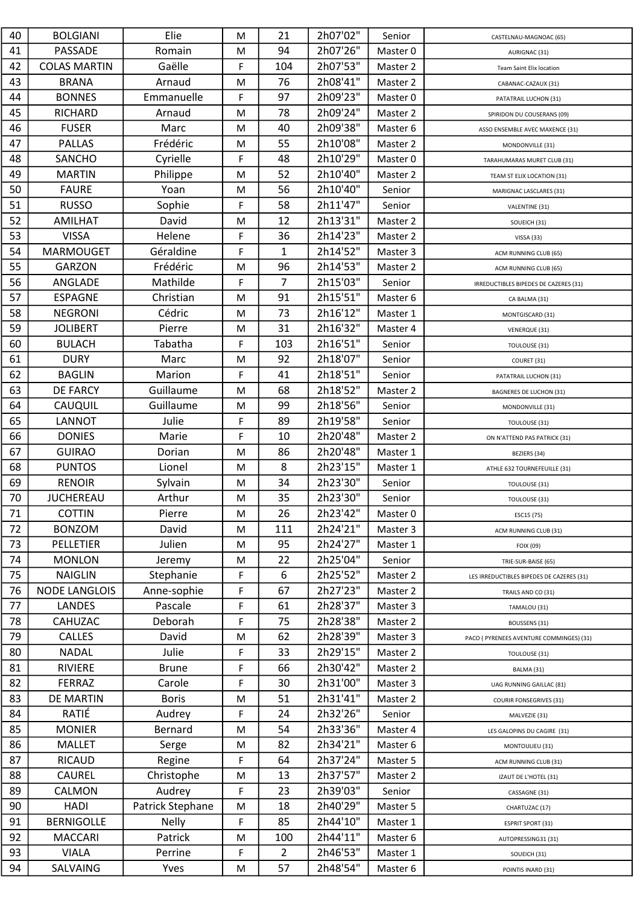| 40 | BOLGIANI | Elie | M | 21 | 2h07'02" | Senior | CASTELNAU-MAGNOAC (65) |
|---|---|---|---|---|---|---|---|
| 41 | PASSADE | Romain | M | 94 | 2h07'26" | Master 0 | AURIGNAC (31) |
| 42 | COLAS MARTIN | Gaëlle | F | 104 | 2h07'53" | Master 2 | Team Saint Elix location |
| 43 | BRANA | Arnaud | M | 76 | 2h08'41" | Master 2 | CABANAC-CAZAUX (31) |
| 44 | BONNES | Emmanuelle | F | 97 | 2h09'23" | Master 0 | PATATRAIL LUCHON (31) |
| 45 | RICHARD | Arnaud | M | 78 | 2h09'24" | Master 2 | SPIRIDON DU COUSERANS (09) |
| 46 | FUSER | Marc | M | 40 | 2h09'38" | Master 6 | ASSO ENSEMBLE AVEC MAXENCE (31) |
| 47 | PALLAS | Frédéric | M | 55 | 2h10'08" | Master 2 | MONDONVILLE (31) |
| 48 | SANCHO | Cyrielle | F | 48 | 2h10'29" | Master 0 | TARAHUMARAS MURET CLUB (31) |
| 49 | MARTIN | Philippe | M | 52 | 2h10'40" | Master 2 | TEAM ST ELIX LOCATION (31) |
| 50 | FAURE | Yoan | M | 56 | 2h10'40" | Senior | MARIGNAC LASCLARES (31) |
| 51 | RUSSO | Sophie | F | 58 | 2h11'47" | Senior | VALENTINE (31) |
| 52 | AMILHAT | David | M | 12 | 2h13'31" | Master 2 | SOUEICH (31) |
| 53 | VISSA | Helene | F | 36 | 2h14'23" | Master 2 | VISSA (33) |
| 54 | MARMOUGET | Géraldine | F | 1 | 2h14'52" | Master 3 | ACM RUNNING CLUB (65) |
| 55 | GARZON | Frédéric | M | 96 | 2h14'53" | Master 2 | ACM RUNNING CLUB (65) |
| 56 | ANGLADE | Mathilde | F | 7 | 2h15'03" | Senior | IRREDUCTIBLES BIPEDES DE CAZERES (31) |
| 57 | ESPAGNE | Christian | M | 91 | 2h15'51" | Master 6 | CA BALMA (31) |
| 58 | NEGRONI | Cédric | M | 73 | 2h16'12" | Master 1 | MONTGISCARD (31) |
| 59 | JOLIBERT | Pierre | M | 31 | 2h16'32" | Master 4 | VENERQUE (31) |
| 60 | BULACH | Tabatha | F | 103 | 2h16'51" | Senior | TOULOUSE (31) |
| 61 | DURY | Marc | M | 92 | 2h18'07" | Senior | COURET (31) |
| 62 | BAGLIN | Marion | F | 41 | 2h18'51" | Senior | PATATRAIL LUCHON (31) |
| 63 | DE FARCY | Guillaume | M | 68 | 2h18'52" | Master 2 | BAGNERES DE LUCHON (31) |
| 64 | CAUQUIL | Guillaume | M | 99 | 2h18'56" | Senior | MONDONVILLE (31) |
| 65 | LANNOT | Julie | F | 89 | 2h19'58" | Senior | TOULOUSE (31) |
| 66 | DONIES | Marie | F | 10 | 2h20'48" | Master 2 | ON N'ATTEND PAS PATRICK (31) |
| 67 | GUIRAO | Dorian | M | 86 | 2h20'48" | Master 1 | BEZIERS (34) |
| 68 | PUNTOS | Lionel | M | 8 | 2h23'15" | Master 1 | ATHLE 632 TOURNEFEUILLE (31) |
| 69 | RENOIR | Sylvain | M | 34 | 2h23'30" | Senior | TOULOUSE (31) |
| 70 | JUCHEREAU | Arthur | M | 35 | 2h23'30" | Senior | TOULOUSE (31) |
| 71 | COTTIN | Pierre | M | 26 | 2h23'42" | Master 0 | ESC15 (75) |
| 72 | BONZOM | David | M | 111 | 2h24'21" | Master 3 | ACM RUNNING CLUB (31) |
| 73 | PELLETIER | Julien | M | 95 | 2h24'27" | Master 1 | FOIX (09) |
| 74 | MONLON | Jeremy | M | 22 | 2h25'04" | Senior | TRIE-SUR-BAISE (65) |
| 75 | NAIGLIN | Stephanie | F | 6 | 2h25'52" | Master 2 | LES IRREDUCTIBLES BIPEDES DE CAZERES (31) |
| 76 | NODE LANGLOIS | Anne-sophie | F | 67 | 2h27'23" | Master 2 | TRAILS AND CO (31) |
| 77 | LANDES | Pascale | F | 61 | 2h28'37" | Master 3 | TAMALOU (31) |
| 78 | CAHUZAC | Deborah | F | 75 | 2h28'38" | Master 2 | BOUSSENS (31) |
| 79 | CALLES | David | M | 62 | 2h28'39" | Master 3 | PACO ( PYRENEES AVENTURE COMMINGES) (31) |
| 80 | NADAL | Julie | F | 33 | 2h29'15" | Master 2 | TOULOUSE (31) |
| 81 | RIVIERE | Brune | F | 66 | 2h30'42" | Master 2 | BALMA (31) |
| 82 | FERRAZ | Carole | F | 30 | 2h31'00" | Master 3 | UAG RUNNING GAILLAC (81) |
| 83 | DE MARTIN | Boris | M | 51 | 2h31'41" | Master 2 | COURIR FONSEGRIVES (31) |
| 84 | RATIÉ | Audrey | F | 24 | 2h32'26" | Senior | MALVEZIE (31) |
| 85 | MONIER | Bernard | M | 54 | 2h33'36" | Master 4 | LES GALOPINS DU CAGIRE (31) |
| 86 | MALLET | Serge | M | 82 | 2h34'21" | Master 6 | MONTOULIEU (31) |
| 87 | RICAUD | Regine | F | 64 | 2h37'24" | Master 5 | ACM RUNNING CLUB (31) |
| 88 | CAUREL | Christophe | M | 13 | 2h37'57" | Master 2 | IZAUT DE L'HOTEL (31) |
| 89 | CALMON | Audrey | F | 23 | 2h39'03" | Senior | CASSAGNE (31) |
| 90 | HADI | Patrick Stephane | M | 18 | 2h40'29" | Master 5 | CHARTUZAC (17) |
| 91 | BERNIGOLLE | Nelly | F | 85 | 2h44'10" | Master 1 | ESPRIT SPORT (31) |
| 92 | MACCARI | Patrick | M | 100 | 2h44'11" | Master 6 | AUTOPRESSING31 (31) |
| 93 | VIALA | Perrine | F | 2 | 2h46'53" | Master 1 | SOUEICH (31) |
| 94 | SALVAING | Yves | M | 57 | 2h48'54" | Master 6 | POINTIS INARD (31) |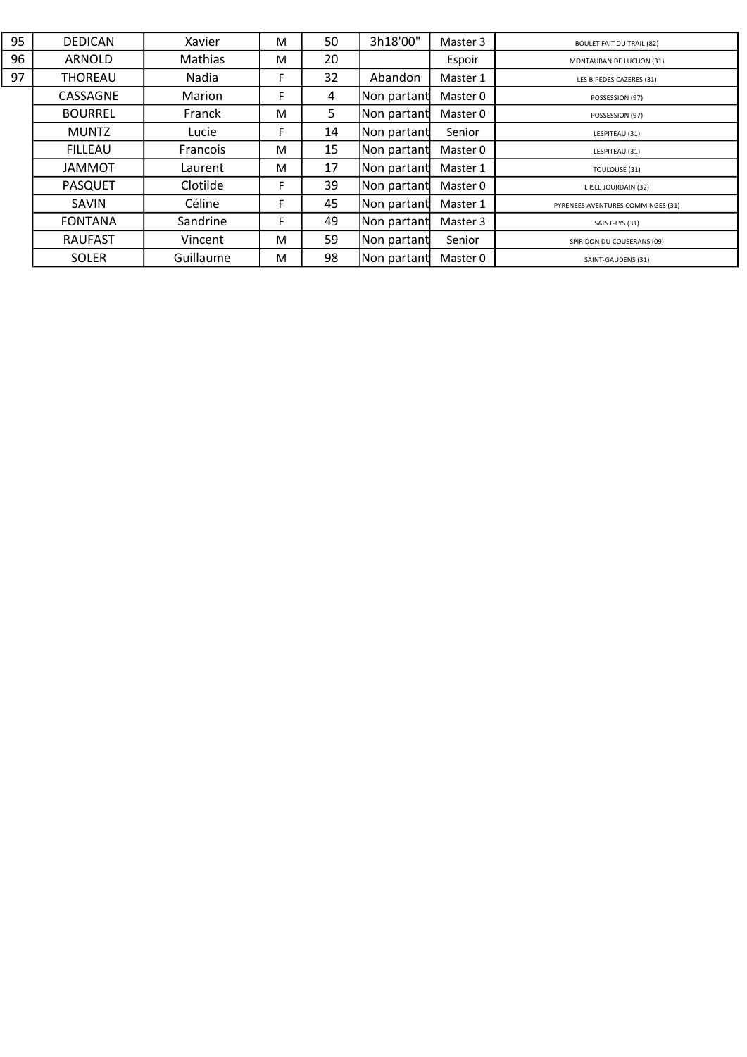| | | | | | | | |
|---|---|---|---|---|---|---|---|
| 95 | DEDICAN | Xavier | M | 50 | 3h18'00" | Master 3 | BOULET FAIT DU TRAIL (82) |
| 96 | ARNOLD | Mathias | M | 20 | | Espoir | MONTAUBAN DE LUCHON (31) |
| 97 | THOREAU | Nadia | F | 32 | Abandon | Master 1 | LES BIPEDES CAZERES (31) |
| | CASSAGNE | Marion | F | 4 | Non partant | Master 0 | POSSESSION (97) |
| | BOURREL | Franck | M | 5 | Non partant | Master 0 | POSSESSION (97) |
| | MUNTZ | Lucie | F | 14 | Non partant | Senior | LESPITEAU (31) |
| | FILLEAU | Francois | M | 15 | Non partant | Master 0 | LESPITEAU (31) |
| | JAMMOT | Laurent | M | 17 | Non partant | Master 1 | TOULOUSE (31) |
| | PASQUET | Clotilde | F | 39 | Non partant | Master 0 | L ISLE JOURDAIN (32) |
| | SAVIN | Céline | F | 45 | Non partant | Master 1 | PYRENEES AVENTURES COMMINGES (31) |
| | FONTANA | Sandrine | F | 49 | Non partant | Master 3 | SAINT-LYS (31) |
| | RAUFAST | Vincent | M | 59 | Non partant | Senior | SPIRIDON DU COUSERANS (09) |
| | SOLER | Guillaume | M | 98 | Non partant | Master 0 | SAINT-GAUDENS (31) |